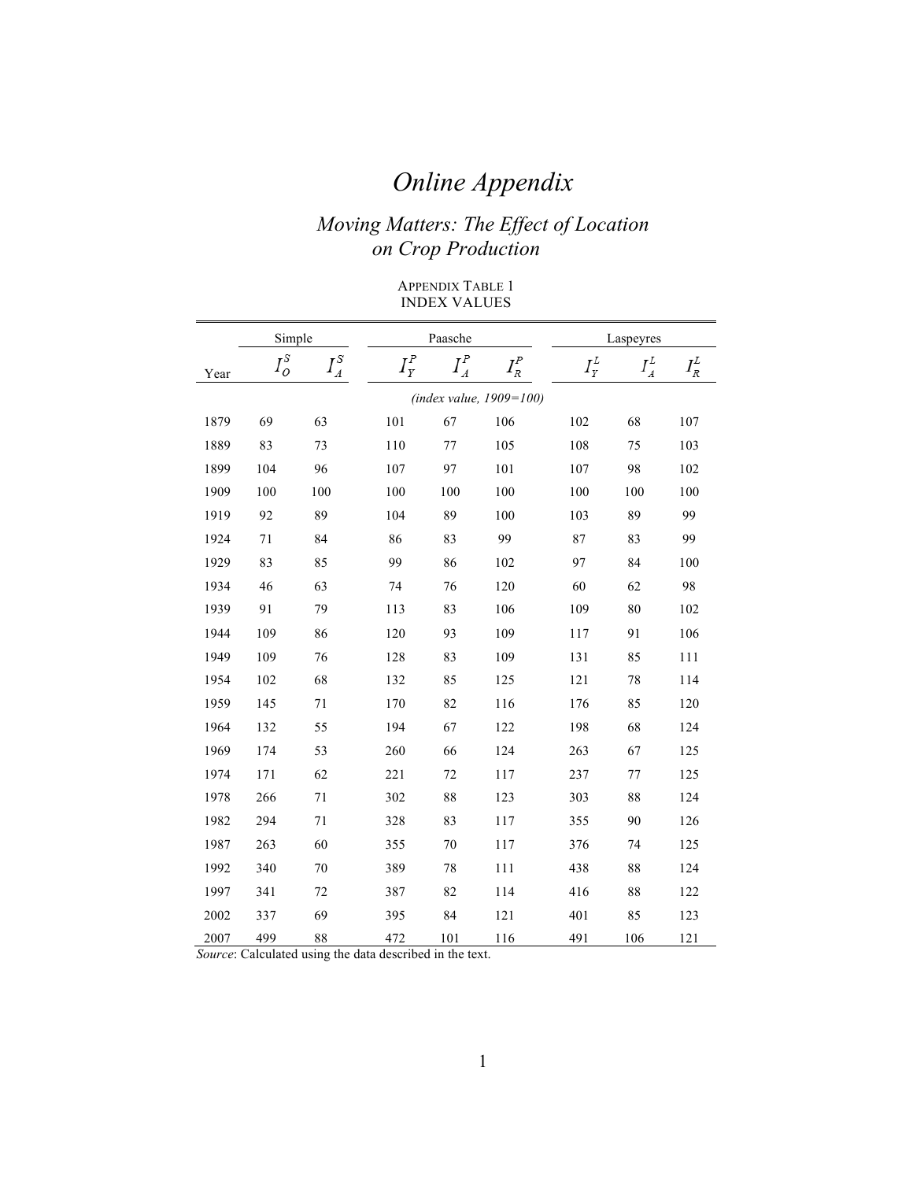# Online Appendix

## Moving Matters: The Effect of Location on Crop Production

APPENDIX TABLE 1
INDEX VALUES

| | Simple | | Paasche | | | Laspeyres | | |
|---|---|---|---|---|---|---|---|---|
| Year | $I_O^S$ | $I_A^S$ | $I_Y^P$ | $I_A^P$ | $I_R^P$ | $I_Y^L$ | $I_A^L$ | $I_R^L$ |
| | | | *(index value, 1909=100)* | | | | | |
| 1879 | 69 | 63 | 101 | 67 | 106 | 102 | 68 | 107 |
| 1889 | 83 | 73 | 110 | 77 | 105 | 108 | 75 | 103 |
| 1899 | 104 | 96 | 107 | 97 | 101 | 107 | 98 | 102 |
| 1909 | 100 | 100 | 100 | 100 | 100 | 100 | 100 | 100 |
| 1919 | 92 | 89 | 104 | 89 | 100 | 103 | 89 | 99 |
| 1924 | 71 | 84 | 86 | 83 | 99 | 87 | 83 | 99 |
| 1929 | 83 | 85 | 99 | 86 | 102 | 97 | 84 | 100 |
| 1934 | 46 | 63 | 74 | 76 | 120 | 60 | 62 | 98 |
| 1939 | 91 | 79 | 113 | 83 | 106 | 109 | 80 | 102 |
| 1944 | 109 | 86 | 120 | 93 | 109 | 117 | 91 | 106 |
| 1949 | 109 | 76 | 128 | 83 | 109 | 131 | 85 | 111 |
| 1954 | 102 | 68 | 132 | 85 | 125 | 121 | 78 | 114 |
| 1959 | 145 | 71 | 170 | 82 | 116 | 176 | 85 | 120 |
| 1964 | 132 | 55 | 194 | 67 | 122 | 198 | 68 | 124 |
| 1969 | 174 | 53 | 260 | 66 | 124 | 263 | 67 | 125 |
| 1974 | 171 | 62 | 221 | 72 | 117 | 237 | 77 | 125 |
| 1978 | 266 | 71 | 302 | 88 | 123 | 303 | 88 | 124 |
| 1982 | 294 | 71 | 328 | 83 | 117 | 355 | 90 | 126 |
| 1987 | 263 | 60 | 355 | 70 | 117 | 376 | 74 | 125 |
| 1992 | 340 | 70 | 389 | 78 | 111 | 438 | 88 | 124 |
| 1997 | 341 | 72 | 387 | 82 | 114 | 416 | 88 | 122 |
| 2002 | 337 | 69 | 395 | 84 | 121 | 401 | 85 | 123 |
| 2007 | 499 | 88 | 472 | 101 | 116 | 491 | 106 | 121 |

*Source*: Calculated using the data described in the text.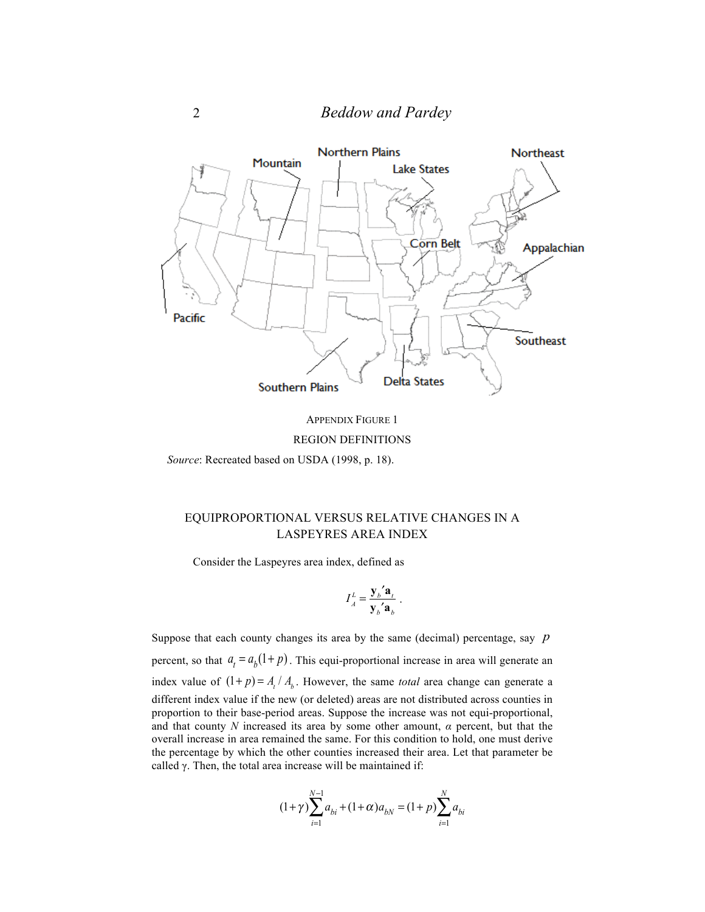APPENDIX FIGURE 1

REGION DEFINITIONS

*Source*: Recreated based on USDA (1998, p. 18).

## EQUIPROPORTIONAL VERSUS RELATIVE CHANGES IN A LASPEYRES AREA INDEX

Consider the Laspeyres area index, defined as

$$I_A^L = \frac{\mathbf{y}_b{}'\mathbf{a}_t}{\mathbf{y}_b{}'\mathbf{a}_b}.$$

Suppose that each county changes its area by the same (decimal) percentage, say $p$ percent, so that $a_t = a_b(1+p)$. This equi-proportional increase in area will generate an index value of $(1+p) = A_t / A_b$. However, the same *total* area change can generate a different index value if the new (or deleted) areas are not distributed across counties in proportion to their base-period areas. Suppose the increase was not equi-proportional, and that county $N$ increased its area by some other amount, $\alpha$ percent, but that the overall increase in area remained the same. For this condition to hold, one must derive the percentage by which the other counties increased their area. Let that parameter be called $\gamma$. Then, the total area increase will be maintained if:

$$(1+\gamma)\sum_{i=1}^{N-1} a_{bi} + (1+\alpha)a_{bN} = (1+p)\sum_{i=1}^{N} a_{bi}$$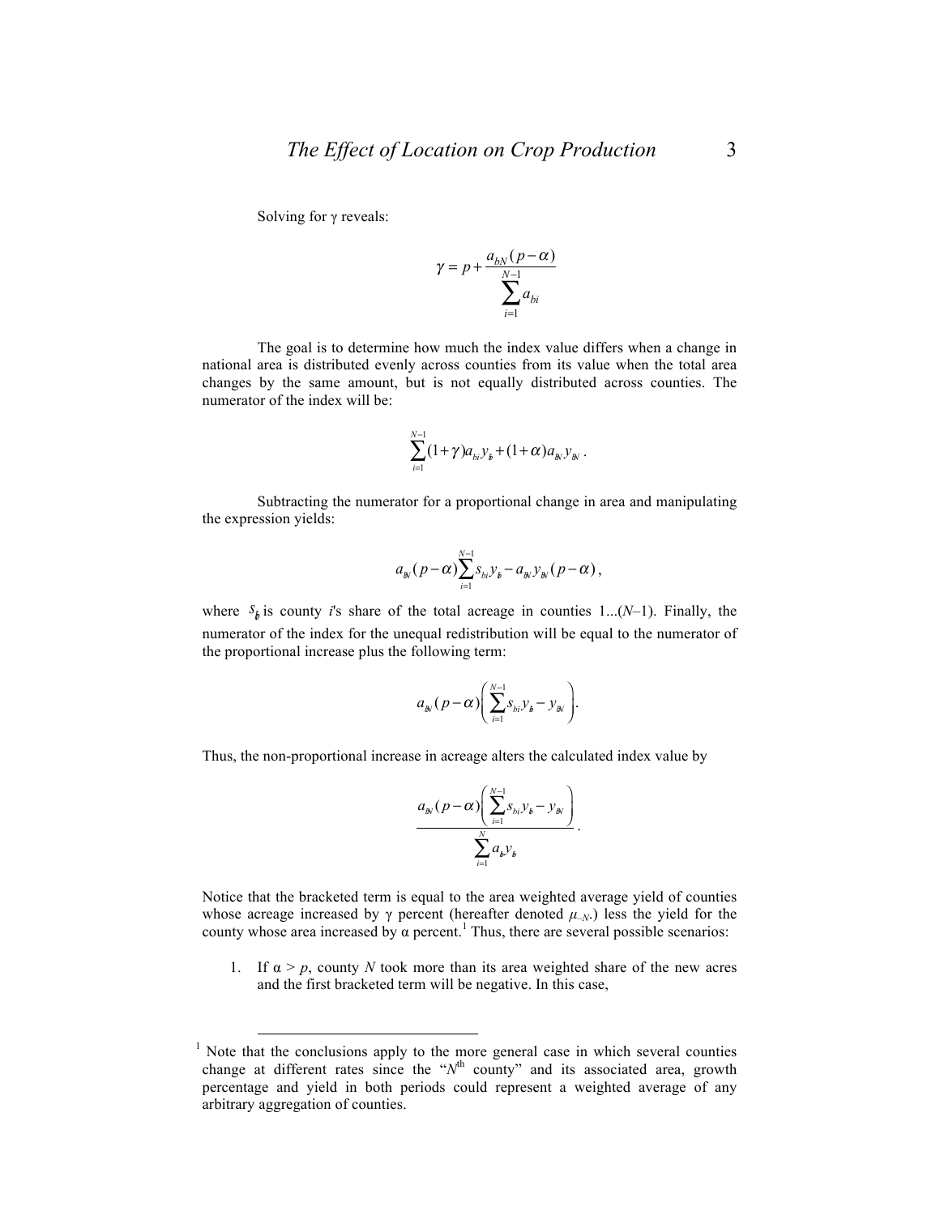Solving for γ reveals:

$$\gamma = p + \frac{a_{bN}(p-\alpha)}{\sum_{i=1}^{N-1} a_{bi}}$$

The goal is to determine how much the index value differs when a change in national area is distributed evenly across counties from its value when the total area changes by the same amount, but is not equally distributed across counties. The numerator of the index will be:

$$\sum_{i=1}^{N-1}(1+\gamma)a_{bi}y_{bi} + (1+\alpha)a_{bN}y_{bN}\ .$$

Subtracting the numerator for a proportional change in area and manipulating the expression yields:

$$a_{bN}(p-\alpha)\sum_{i=1}^{N-1}s_{bi}y_{bi} - a_{bN}y_{bN}(p-\alpha)\ ,$$

where $s_{bi}$ is county $i$'s share of the total acreage in counties 1...($N$–1). Finally, the numerator of the index for the unequal redistribution will be equal to the numerator of the proportional increase plus the following term:

$$a_{bN}(p-\alpha)\left(\sum_{i=1}^{N-1}s_{bi}y_{bi} - y_{bN}\right).$$

Thus, the non-proportional increase in acreage alters the calculated index value by

$$\frac{a_{bN}(p-\alpha)\left(\sum_{i=1}^{N-1}s_{bi}y_{bi} - y_{bN}\right)}{\sum_{i=1}^{N}a_{bi}y_{bi}}\ .$$

Notice that the bracketed term is equal to the area weighted average yield of counties whose acreage increased by γ percent (hereafter denoted $\mu_{-N}$.) less the yield for the county whose area increased by α percent.[1] Thus, there are several possible scenarios:

1. If $\alpha > p$, county $N$ took more than its area weighted share of the new acres and the first bracketed term will be negative. In this case,

[1] Note that the conclusions apply to the more general case in which several counties change at different rates since the "$N^{th}$ county" and its associated area, growth percentage and yield in both periods could represent a weighted average of any arbitrary aggregation of counties.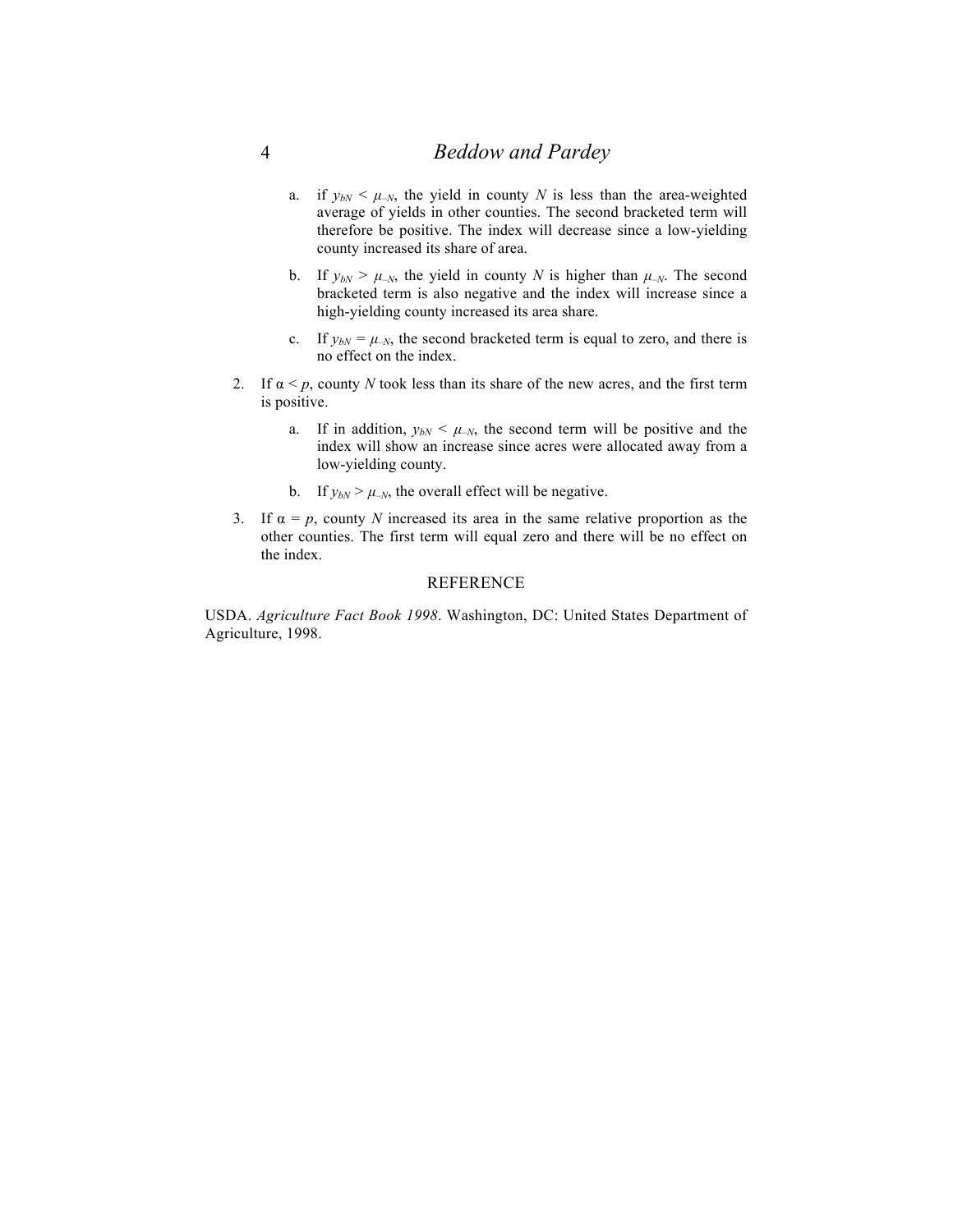a. if $y_{bN} < \mu_{-N}$, the yield in county *N* is less than the area-weighted average of yields in other counties. The second bracketed term will therefore be positive. The index will decrease since a low-yielding county increased its share of area.

b. If $y_{bN} > \mu_{-N}$, the yield in county *N* is higher than $\mu_{-N}$. The second bracketed term is also negative and the index will increase since a high-yielding county increased its area share.

c. If $y_{bN} = \mu_{-N}$, the second bracketed term is equal to zero, and there is no effect on the index.

2. If $\alpha < p$, county *N* took less than its share of the new acres, and the first term is positive.

   a. If in addition, $y_{bN} < \mu_{-N}$, the second term will be positive and the index will show an increase since acres were allocated away from a low-yielding county.

   b. If $y_{bN} > \mu_{-N}$, the overall effect will be negative.

3. If $\alpha = p$, county *N* increased its area in the same relative proportion as the other counties. The first term will equal zero and there will be no effect on the index.

## REFERENCE

USDA. *Agriculture Fact Book 1998*. Washington, DC: United States Department of Agriculture, 1998.